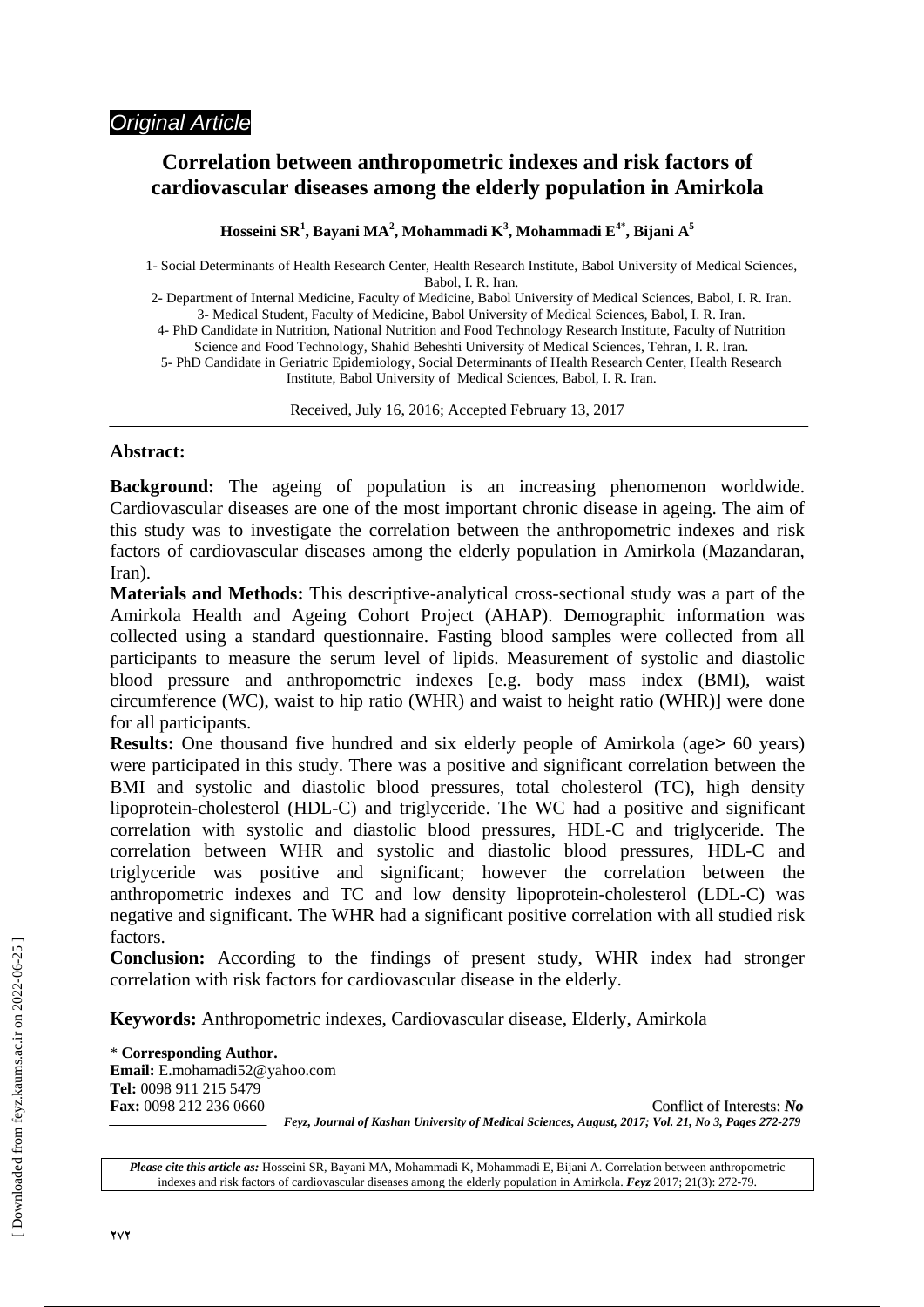*Original Article*

# Correlation between anthropometric indexes and risk factors of cardiovascular diseases among the elderly population in Amirkola

**Hosseini SR[1], Bayani MA[2], Mohammadi K[3], Mohammadi E[4*], Bijani A[5]**

1- Social Determinants of Health Research Center, Health Research Institute, Babol University of Medical Sciences, Babol, I. R. Iran.
2- Department of Internal Medicine, Faculty of Medicine, Babol University of Medical Sciences, Babol, I. R. Iran.
3- Medical Student, Faculty of Medicine, Babol University of Medical Sciences, Babol, I. R. Iran.
4- PhD Candidate in Nutrition, National Nutrition and Food Technology Research Institute, Faculty of Nutrition Science and Food Technology, Shahid Beheshti University of Medical Sciences, Tehran, I. R. Iran.
5- PhD Candidate in Geriatric Epidemiology, Social Determinants of Health Research Center, Health Research Institute, Babol University of Medical Sciences, Babol, I. R. Iran.

Received, July 16, 2016; Accepted February 13, 2017

## Abstract:

**Background:** The ageing of population is an increasing phenomenon worldwide. Cardiovascular diseases are one of the most important chronic disease in ageing. The aim of this study was to investigate the correlation between the anthropometric indexes and risk factors of cardiovascular diseases among the elderly population in Amirkola (Mazandaran, Iran).

**Materials and Methods:** This descriptive-analytical cross-sectional study was a part of the Amirkola Health and Ageing Cohort Project (AHAP). Demographic information was collected using a standard questionnaire. Fasting blood samples were collected from all participants to measure the serum level of lipids. Measurement of systolic and diastolic blood pressure and anthropometric indexes [e.g. body mass index (BMI), waist circumference (WC), waist to hip ratio (WHR) and waist to height ratio (WHR)] were done for all participants.

**Results:** One thousand five hundred and six elderly people of Amirkola (age> 60 years) were participated in this study. There was a positive and significant correlation between the BMI and systolic and diastolic blood pressures, total cholesterol (TC), high density lipoprotein-cholesterol (HDL-C) and triglyceride. The WC had a positive and significant correlation with systolic and diastolic blood pressures, HDL-C and triglyceride. The correlation between WHR and systolic and diastolic blood pressures, HDL-C and triglyceride was positive and significant; however the correlation between the anthropometric indexes and TC and low density lipoprotein-cholesterol (LDL-C) was negative and significant. The WHR had a significant positive correlation with all studied risk factors.

**Conclusion:** According to the findings of present study, WHR index had stronger correlation with risk factors for cardiovascular disease in the elderly.

**Keywords:** Anthropometric indexes, Cardiovascular disease, Elderly, Amirkola

\* **Corresponding Author.**
**Email:** E.mohamadi52@yahoo.com
**Tel:** 0098 911 215 5479
**Fax:** 0098 212 236 0660

Conflict of Interests: ***No***

*Feyz, Journal of Kashan University of Medical Sciences, August, 2017; Vol. 21, No 3, Pages 272-279*

***Please cite this article as:*** Hosseini SR, Bayani MA, Mohammadi K, Mohammadi E, Bijani A. Correlation between anthropometric indexes and risk factors of cardiovascular diseases among the elderly population in Amirkola. ***Feyz*** 2017; 21(3): 272-79.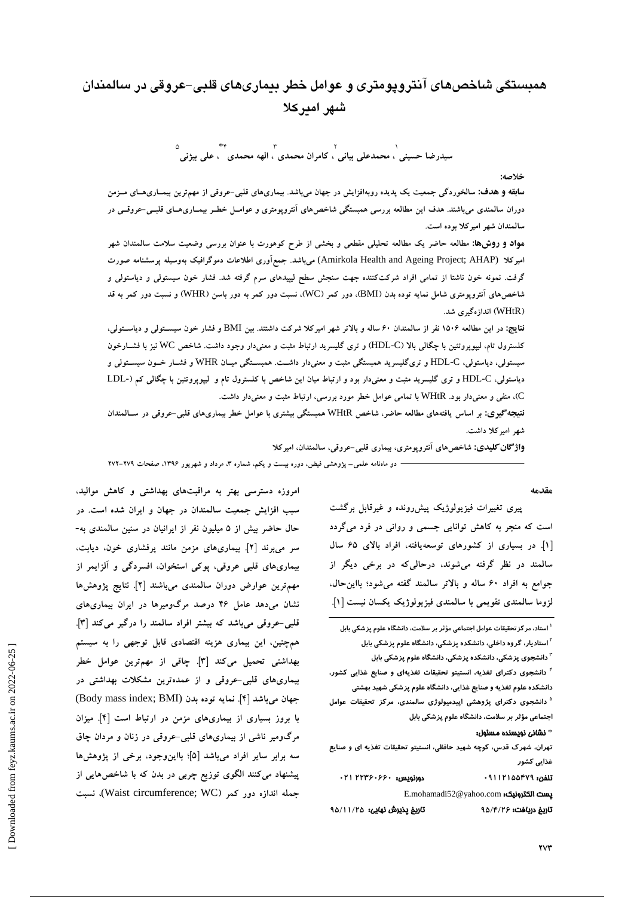# همبستگی شاخص‌های آنتروپومتری و عوامل خطر بیماری‌های قلبی-عروقی در سالمندان شهر امیرکلا

سیدرضا حسینی [1]، محمدعلی بیانی [2]، کامران محمدی [3]، الهه محمدی [4*]، علی بیژنی [5]

**خلاصه:**

**سابقه و هدف:** سالخوردگی جمعیت یک پدیده روبه‌افزایش در جهان می‌باشد. بیماری‌های قلبی-عروقی از مهم‌ترین بیماری‌های مزمن دوران سالمندی می‌باشند. هدف این مطالعه بررسی همبستگی شاخص‌های آنتروپومتری و عوامل خطر بیماری‌های قلبی-عروقی در سالمندان شهر امیرکلا بوده است.

**مواد و روش‌ها:** مطالعه حاضر یک مطالعه تحلیلی مقطعی و بخشی از طرح کوهورت با عنوان بررسی وضعیت سلامت سالمندان شهر امیرکلا (Amirkola Health and Ageing Project; AHAP) می‌باشد. جمع‌آوری اطلاعات دموگرافیک به‌وسیله پرسشنامه صورت گرفت. نمونه خون ناشتا از تمامی افراد شرکت‌کننده جهت سنجش سطح لیپیدهای سرم گرفته شد. فشار خون سیستولی و دیاستولی و شاخص‌های آنتروپومتری شامل نمایه توده بدن (BMI)، دور کمر (WC)، نسبت دور کمر به دور باسن (WHR) و نسبت دور کمر به قد (WHtR) اندازه‌گیری شد.

**نتایج:** در این مطالعه ۱۵۰۶ نفر از سالمندان ۶۰ ساله و بالاتر شهر امیرکلا شرکت داشتند. بین BMI و فشار خون سیستولی و دیاستولی، کلسترول تام، لیپوپروتئین با چگالی بالا (HDL-C) و تری گلیسرید ارتباط مثبت و معنی‌دار وجود داشت. شاخص WC نیز با فشارخون سیستولی، دیاستولی، HDL-C و تری‌گلیسرید همبستگی مثبت و معنی‌دار داشت. همبستگی میان WHR و فشار خون سیستولی و دیاستولی، HDL-C و تری گلیسرید مثبت و معنی‌دار بود و ارتباط میان این شاخص با کلسترول تام و لیپوپروتئین با چگالی کم (LDL-C)، منفی و معنی‌دار بود. WHtR با تمامی عوامل خطر مورد بررسی، ارتباط مثبت و معنی‌دار داشت.

**نتیجه‌گیری:** بر اساس یافته‌های مطالعه حاضر، شاخص WHtR همبستگی بیشتری با عوامل خطر بیماری‌های قلبی-عروقی در سالمندان شهر امیرکلا داشت.

**واژگان کلیدی:** شاخص‌های آنتروپومتری، بیماری قلبی-عروقی، سالمندان، امیرکلا

دو ماهنامه علمی- پژوهشی فیض، دوره بیست و یکم، شماره ۳، مرداد و شهریور ۱۳۹۶، صفحات ۲۷۹-۲۷۲

## مقدمه

پیری تغییرات فیزیولوژیک پیش‌رونده و غیرقابل برگشت است که منجر به کاهش توانایی جسمی و روانی در فرد می‌گردد [1]. در بسیاری از کشورهای توسعه‌یافته، افراد بالای ۶۵ سال سالمند در نظر گرفته می‌شوند، درحالی‌که در برخی دیگر از جوامع به افراد ۶۰ ساله و بالاتر سالمند گفته می‌شود؛ بااین‌حال، لزوما سالمندی تقویمی با سالمندی فیزیولوژیک یکسان نیست [1]. امروزه دسترسی بهتر به مراقبت‌های بهداشتی و کاهش موالید، سبب افزایش جمعیت سالمندان در جهان و ایران شده است. در حال حاضر بیش از ۵ میلیون نفر از ایرانیان در سنین سالمندی به‌سر می‌برند [2]. بیماری‌های مزمن مانند پرفشاری خون، دیابت، بیماری‌های قلبی عروقی، پوکی استخوان، افسردگی و آلزایمر از مهم‌ترین عوارض دوران سالمندی می‌باشند [2]. نتایج پژوهش‌ها نشان می‌دهد عامل ۴۶ درصد مرگ‌ومیرها در ایران بیماری‌های قلبی-عروقی می‌باشد که بیشتر افراد سالمند را درگیر می‌کند [3]. همچنین، این بیماری هزینه اقتصادی قابل توجهی را به سیستم بهداشتی تحمیل می‌کند [3]. چاقی از مهم‌ترین عوامل خطر بیماری‌های قلبی-عروقی و از عمده‌ترین مشکلات بهداشتی در جهان می‌باشد [4]. نمایه توده بدن (Body mass index; BMI) با بروز بسیاری از بیماری‌های مزمن در ارتباط است [4]. میزان مرگ‌ومیر ناشی از بیماری‌های قلبی-عروقی در زنان و مردان چاق سه برابر سایر افراد می‌باشد [5]؛ بااین‌وجود، برخی از پژوهش‌ها پیشنهاد می‌کنند الگوی توزیع چربی در بدن که با شاخص‌هایی از جمله اندازه دور کمر (Waist circumference; WC)، نسبت

---

[1] استاد، مرکز تحقیقات عوامل اجتماعی مؤثر بر سلامت، دانشگاه علوم پزشکی بابل

[2] استادیار، گروه داخلی، دانشکده پزشکی، دانشگاه علوم پزشکی بابل

[3] دانشجوی پزشکی، دانشکده پزشکی، دانشگاه علوم پزشکی بابل

[4] دانشجوی دکترای تغذیه، انستیتو تحقیقات تغذیه‌ای و صنایع غذایی کشور، دانشکده علوم تغذیه و صنایع غذایی، دانشگاه علوم پزشکی شهید بهشتی

[5] دانشجوی دکترای پژوهشی اپیدمیولوژی سالمندی، مرکز تحقیقات عوامل اجتماعی مؤثر بر سلامت، دانشگاه علوم پزشکی بابل

**\* نشانی نویسنده مسئول:**

تهران، شهرک قدس، کوچه شهید حافظی، انستیتو تحقیقات تغذیه ای و صنایع غذایی کشور

**تلفن:** ۰۹۱۱۲۱۵۵۴۷۹ **دورنویس:** ۰۲۱ ۲۲۳۶۰۶۶۰

**پست الکترونیک:** E.mohamadi52@yahoo.com

**تاریخ دریافت:** ۹۵/۴/۲۶ **تاریخ پذیرش نهایی:** ۹۵/۱۱/۲۵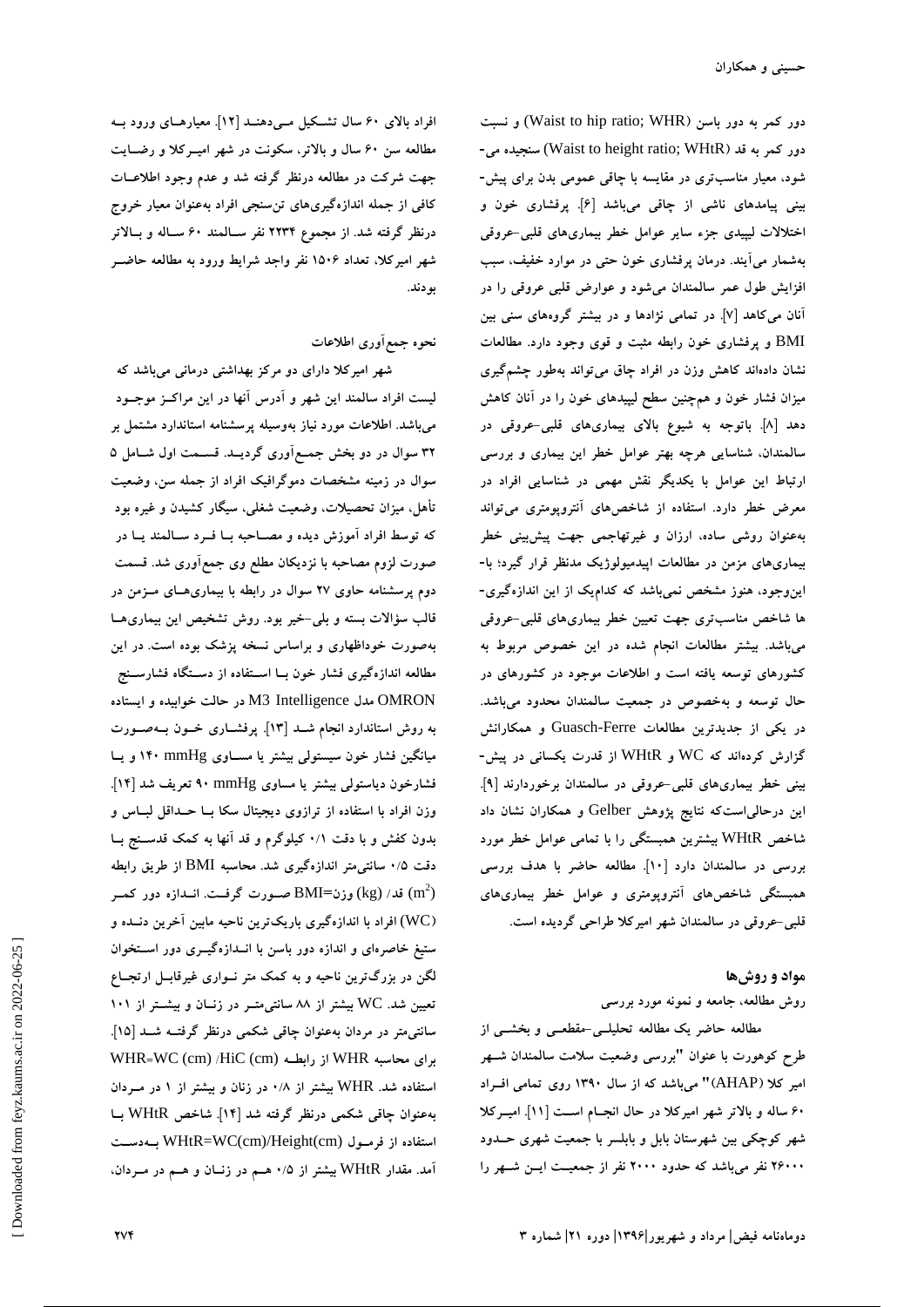دور کمر به دور باسن (Waist to hip ratio; WHR) و نسبت دور کمر به قد (Waist to height ratio; WHtR) سنجیده می‌شود، معیار مناسب‌تری در مقایسه با چاقی عمومی بدن برای پیش‌بینی پیامدهای ناشی از چاقی می‌باشد [۶]. پرفشاری خون و اختلالات لیپیدی جزء سایر عوامل خطر بیماری‌های قلبی-عروقی به‌شمار می‌آیند. درمان پرفشاری خون حتی در موارد خفیف، سبب افزایش طول عمر سالمندان می‌شود و عوارض قلبی عروقی را در آنان می‌کاهد [۷]. در تمامی نژادها و در بیشتر گروه‌های سنی بین BMI و پرفشاری خون رابطه مثبت و قوی وجود دارد. مطالعات نشان داده‌اند کاهش وزن در افراد چاق می‌تواند به‌طور چشم‌گیری میزان فشار خون و هم‌چنین سطح لیپیدهای خون را در آنان کاهش دهد [۸]. باتوجه به شیوع بالای بیماری‌های قلبی-عروقی در سالمندان، شناسایی هرچه بهتر عوامل خطر این بیماری و بررسی ارتباط این عوامل با یکدیگر نقش مهمی در شناسایی افراد در معرض خطر دارد. استفاده از شاخص‌های آنتروپومتری می‌تواند به‌عنوان روشی ساده، ارزان و غیرتهاجمی جهت پیش‌بینی خطر بیماری‌های مزمن در مطالعات اپیدمیولوژیک مدنظر قرار گیرد؛ با-این‌وجود، هنوز مشخص نمی‌باشد که کدام‌یک از این اندازه‌گیری‌ها شاخص مناسب‌تری جهت تعیین خطر بیماری‌های قلبی-عروقی می‌باشد. بیشتر مطالعات انجام شده در این خصوص مربوط به کشورهای توسعه یافته است و اطلاعات موجود در کشورهای در حال توسعه و به‌خصوص در جمعیت سالمندان محدود می‌باشد. در یکی از جدیدترین مطالعات Guasch-Ferre و همکارانش گزارش کرده‌اند که WC و WHtR از قدرت یکسانی در پیش‌بینی خطر بیماری‌های قلبی-عروقی در سالمندان برخوردارند [۹]. این درحالی‌است‌که نتایج پژوهش Gelber و همکاران نشان داد شاخص WHtR بیشترین همبستگی را با تمامی عوامل خطر مورد بررسی در سالمندان دارد [۱۰]. مطالعه حاضر با هدف بررسی همبستگی شاخص‌های آنتروپومتری و عوامل خطر بیماری‌های قلبی-عروقی در سالمندان شهر امیرکلا طراحی گردیده است.

## مواد و روش‌ها

### روش مطالعه، جامعه و نمونه مورد بررسی

مطالعه حاضر یک مطالعه تحلیلی-مقطعی و بخشی از طرح کوهورت با عنوان "بررسی وضعیت سلامت سالمندان شهر امیر کلا (AHAP)" می‌باشد که از سال ۱۳۹۰ روی تمامی افراد ۶۰ ساله و بالاتر شهر امیرکلا در حال انجام است [۱۱]. امیرکلا شهر کوچکی بین شهرستان بابل و بابلسر با جمعیت شهری حدود ۲۶۰۰۰ نفر می‌باشد که حدود ۲۰۰۰ نفر از جمعیت این شهر را افراد بالای ۶۰ سال تشکیل می‌دهند [۱۲]. معیارهای ورود به مطالعه سن ۶۰ سال و بالاتر، سکونت در شهر امیرکلا و رضایت جهت شرکت در مطالعه درنظر گرفته شد و عدم وجود اطلاعات کافی از جمله اندازه‌گیری‌های تن‌سنجی افراد به‌عنوان معیار خروج درنظر گرفته شد. از مجموع ۲۲۳۴ نفر سالمند ۶۰ ساله و بالاتر شهر امیرکلا، تعداد ۱۵۰۶ نفر واجد شرایط ورود به مطالعه حاضر بودند.

### نحوه جمع‌آوری اطلاعات

شهر امیرکلا دارای دو مرکز بهداشتی درمانی می‌باشد که لیست افراد سالمند این شهر و آدرس آنها در این مراکز موجود می‌باشد. اطلاعات مورد نیاز به‌وسیله پرسشنامه استاندارد مشتمل بر ۳۲ سوال در دو بخش جمع‌آوری گردید. قسمت اول شامل ۵ سوال در زمینه مشخصات دموگرافیک افراد از جمله سن، وضعیت تأهل، میزان تحصیلات، وضعیت شغلی، سیگار کشیدن و غیره بود که توسط افراد آموزش دیده و مصاحبه با فرد سالمند یا در صورت لزوم مصاحبه با نزدیکان مطلع وی جمع‌آوری شد. قسمت دوم پرسشنامه حاوی ۲۷ سوال در رابطه با بیماری‌های مزمن در قالب سؤالات بسته و بلی-خیر بود. روش تشخیص این بیماری‌ها به‌صورت خوداظهاری و براساس نسخه پزشک بوده است. در این مطالعه اندازه‌گیری فشار خون با استفاده از دستگاه فشارسنج OMRON مدل M3 Intelligence در حالت خوابیده و ایستاده به روش استاندارد انجام شد [۱۳]. پرفشاری خون به‌صورت میانگین فشار خون سیستولی بیشتر یا مساوی ۱۴۰ mmHg و یا فشارخون دیاستولی بیشتر یا مساوی ۹۰ mmHg تعریف شد [۱۴]. وزن افراد با استفاده از ترازوی دیجیتال سکا با حداقل لباس و بدون کفش و با دقت ۰/۱ کیلوگرم و قد آنها به کمک قدسنج با دقت ۰/۵ سانتی‌متر اندازه‌گیری شد. محاسبه BMI از طریق رابطه BMI=وزن (kg) /قد ($m^2$) صورت گرفت. اندازه دور کمر (WC) افراد با اندازه‌گیری باریک‌ترین ناحیه مابین آخرین دنده و ستیغ خاصره‌ای و اندازه دور باسن با اندازه‌گیری دور استخوان لگن در بزرگ‌ترین ناحیه و به کمک متر نواری غیرقابل ارتجاع تعیین شد. WC بیشتر از ۸۸ سانتی‌متر در زنان و بیشتر از ۱۰۱ سانتی‌متر در مردان به‌عنوان چاقی شکمی درنظر گرفته شد [۱۵]. برای محاسبه WHR از رابطه WHR=WC (cm) /HiC (cm) استفاده شد. WHR بیشتر از ۰/۸ در زنان و بیشتر از ۱ در مردان به‌عنوان چاقی شکمی درنظر گرفته شد [۱۴]. شاخص WHtR با استفاده از فرمول WHtR=WC(cm)/Height(cm) به‌دست آمد. مقدار WHtR بیشتر از ۰/۵ هم در زنان و هم در مردان،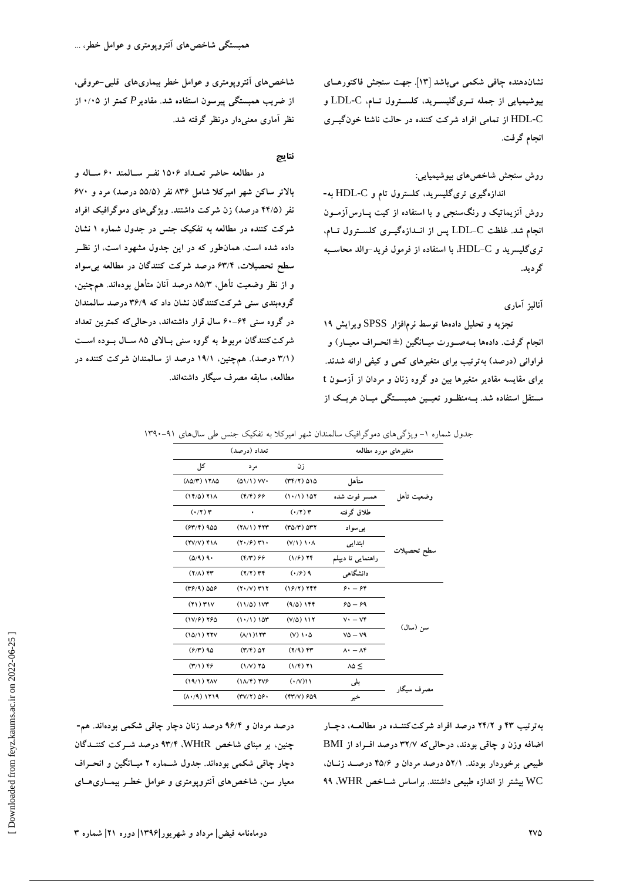نشان‌دهنده چاقی شکمی می‌باشد [۱۳]. جهت سنجش فاکتورهـای بیوشیمیایی از جمله تـری‌گلیسـرید، کلسـترول تـام، LDL-C و HDL-C از تمامی افراد شرکت کننده در حالت ناشتا خون‌گیـری انجام گرفت.

روش سنجش شاخص‌های بیوشیمیایی:

اندازه‌گیری تری‌گلیسرید، کلسترول تام و HDL-C به‌روش آنزیماتیک و رنگ‌سنجی و با استفاده از کیت پـارس‌آزمـون انجام شد. غلظت LDL-C پس از انـدازه‌گیـری کلسـترول تـام، تری‌گلیسرید و HDL-C، با استفاده از فرمول فرید-والد محاسـبه گردید.

آنالیز آماری

تجزیه و تحلیل داده‌ها توسط نرم‌افزار SPSS ویرایش ۱۹ انجام گرفت. داده‌ها بـه‌صـورت میـانگین (± انحـراف معیـار) و فراوانی (درصد) به‌ترتیب برای متغیرهای کمی و کیفی ارائه شدند. برای مقایسه مقادیر متغیرها بین دو گروه زنان و مردان از آزمـون t مستقل استفاده شد. بـه‌منظـور تعیـین همبسـتگی میـان هریـک از شاخص‌های آنتروپومتری و عوامل خطر بیماری‌های قلبی-عروقی، از ضریب همبستگی پیرسون استفاده شد. مقادیر $P$ کمتر از ۰/۰۵ از نظر آماری معنی‌دار درنظر گرفته شد.

## نتایج

در مطالعه حاضر تعـداد ۱۵۰۶ نفـر سـالمند ۶۰ سـاله و بالاتر ساکن شهر امیرکلا شامل ۸۳۶ نفر (۵۵/۵ درصد) مرد و ۶۷۰ نفر (۴۴/۵ درصد) زن شرکت داشتند. ویژگی‌های دموگرافیک افراد شرکت کننده در مطالعه به تفکیک جنس در جدول شماره ۱ نشان داده شده است. همان‌طور که در این جدول مشهود است، از نظـر سطح تحصیلات، ۶۳/۴ درصد شرکت کنندگان در مطالعه بی‌سواد و از نظر وضعیت تأهل، ۸۵/۳ درصد آنان متأهل بوده‌اند. هم‌چنین، گروه‌بندی سنی شرکت‌کنندگان نشان داد که ۳۶/۹ درصد سالمندان در گروه سنی ۶۴-۶۰ سال قرار داشته‌اند، درحالی‌که کمترین تعداد شرکت‌کنندگان مربوط به گروه سنی بـالای ۸۵ سـال بـوده اسـت (۳/۱ درصد). هم‌چنین، ۱۹/۱ درصد از سالمندان شرکت کننده در مطالعه، سابقه مصرف سیگار داشته‌اند.

جدول شماره ۱- ویژگی‌های دموگرافیک سالمندان شهر امیرکلا به تفکیک جنس طی سال‌های ۹۱-۱۳۹۰

| متغیرهای مورد مطالعه | | تعداد (درصد) | | |
|---|---|---|---|---|
| | | زن | مرد | کل |
| وضعیت تأهل | متأهل | (۳۴/۲) ۵۱۵ | (۵۱/۱) ۷۷۰ | (۸۵/۳) ۱۲۸۵ |
| | همسر فوت شده | (۱۰/۱) ۱۵۲ | (۴/۴) ۶۶ | (۱۴/۵) ۲۱۸ |
| | طلاق گرفته | (۰/۲) ۳ | ۰ | (۰/۲) ۳ |
| سطح تحصیلات | بی‌سواد | (۳۵/۳) ۵۳۲ | (۲۸/۱) ۴۲۳ | (۶۳/۴) ۹۵۵ |
| | ابتدایی | (۷/۱) ۱۰۸ | (۲۰/۶) ۳۱۰ | (۲۷/۷) ۴۱۸ |
| | راهنمایی تا دیپلم | (۱/۶) ۲۴ | (۴/۳) ۶۶ | (۵/۹) ۹۰ |
| | دانشگاهی | (۰/۶) ۹ | (۲/۲) ۳۴ | (۲/۸) ۴۳ |
| سن (سال) | ۶۴ - ۶۰ | (۱۶/۲) ۲۴۴ | (۲۰/۷) ۳۱۲ | (۳۶/۹) ۵۵۶ |
| | ۶۹ - ۶۵ | (۹/۵) ۱۴۴ | (۱۱/۵) ۱۷۳ | (۲۱) ۳۱۷ |
| | ۷۴ - ۷۰ | (۷/۵) ۱۱۲ | (۱۰/۱) ۱۵۳ | (۱۷/۶) ۲۶۵ |
| | ۷۹ - ۷۵ | (۷) ۱۰۵ | (۸/۱) ۱۲۳ | (۱۵/۱) ۲۲۷ |
| | ۸۴ - ۸۰ | (۲/۹) ۴۳ | (۳/۴) ۵۲ | (۶/۳) ۹۵ |
| | ۸۵ ≤ | (۱/۴) ۲۱ | (۱/۷) ۲۵ | (۳/۱) ۴۶ |
| مصرف سیگار | بلی | (۰/۷) ۱۱ | (۱۸/۴) ۲۷۶ | (۱۹/۱) ۲۸۷ |
| | خیر | (۴۳/۷) ۶۵۹ | (۳۷/۲) ۵۶۰ | (۸۰/۹) ۱۲۱۹ |

به‌ترتیب ۴۳ و ۲۴/۲ درصد افراد شرکت‌کننـده در مطالعـه، دچـار اضافه وزن و چاقی بودند، درحالی‌که ۳۲/۷ درصد افـراد از BMI طبیعی برخوردار بودند. ۵۲/۱ درصد مردان و ۴۵/۶ درصـد زنـان، WC بیشتر از اندازه طبیعی داشتند. براساس شـاخص WHR، ۹۹ درصد مردان و ۹۶/۴ درصد زنان دچار چاقی شکمی بوده‌اند. هم‌چنین، بر مبنای شاخص WHtR، ۹۳/۴ درصد شـرکت کننـدگان دچار چاقی شکمی بوده‌اند. جدول شـماره ۲ میـانگین و انحـراف معیار سن، شاخص‌های آنتروپومتری و عوامل خطـر بیمـاری‌هـای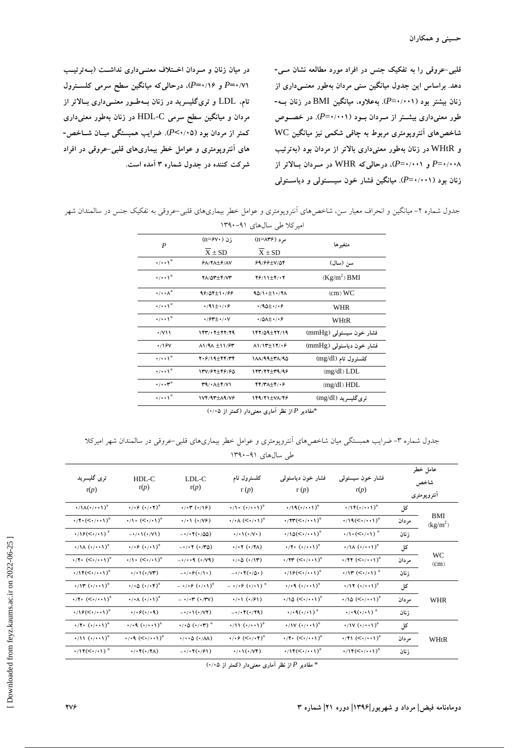قلبی-عروقی را به تفکیک جنس در افراد مورد مطالعه نشان می‌دهد. براساس این جدول میانگین سنی مردان به‌طور معنی‌داری از زنان بیشتر بود ($P$=۰/۰۰۱). به‌علاوه، میانگین BMI در زنان به‌طور معنی‌داری بیشتر از مردان بود ($P$=۰/۰۰۱). در خصوص شاخص‌های آنتروپومتری مربوط به چاقی شکمی نیز میانگین WC و WHtR در زنان به‌طور معنی‌داری بالاتر از مردان بود (به‌ترتیب $P$=۰/۰۰۸ و $P$=۰/۰۰۱)، درحالی‌که WHR در مردان بالاتر از زنان بود ($P$=۰/۰۰۱). میانگین فشار خون سیستولی و دیاستولی در میان زنان و مردان اختلاف معنی‌داری نداشت (به‌ترتیب $P$=۰/۷۱ و $P$=۰/۱۶)، درحالی‌که میانگین سطح سرمی کلسترول تام، LDL و تری‌گلیسرید در زنان به‌طور معنی‌داری بالاتر از مردان و میانگین سطح سرمی HDL-C در زنان به‌طور معنی‌داری کمتر از مردان بود ($P$<۰/۰۵). ضرایب همبستگی میان شاخص‌های آنتروپومتری و عوامل خطر بیماری‌های قلبی-عروقی در افراد شرکت کننده در جدول شماره ۳ آمده است.

جدول شماره ۲- میانگین و انحراف معیار سن، شاخص‌های آنتروپومتری و عوامل خطر بیماری‌های قلبی-عروقی به تفکیک جنس در سالمندان شهر امیرکلا طی سال‌های ۹۱-۱۳۹۰

| متغیرها | مرد (n=۸۳۶) $\overline{X} \pm SD$ | زن (n=۶۷۰) $\overline{X} \pm SD$ | $P$ |
|---|---|---|---|
| سن (سال) | ۶۹/۶۶±۷/۵۴ | ۶۸/۲۸±۶/۸۷ | ۰/۰۰۱* |
| BMI (Kg/m²) | ۲۶/۱۱±۴/۰۲ | ۲۸/۵۳±۴/۷۳ | ۰/۰۰۱* |
| WC (cm) | ۹۵/۱۰±۱۰/۲۸ | ۹۶/۵۴±۱۰/۶۶ | ۰/۰۰۸* |
| WHR | ۰/۹۵±۰/۰۶ | ۰/۹۱±۰/۰۶ | ۰/۰۰۱* |
| WHtR | ۰/۵۸±۰/۰۶ | ۰/۶۳±۰/۰۷ | ۰/۰۰۱* |
| فشار خون سیستولی (mmHg) | ۱۴۲/۵۹±۲۲/۱۹ | ۱۴۳/۰۲±۲۲/۲۹ | ۰/۷۱۱ |
| فشار خون دیاستولی (mmHg) | ۸۱/۱۳±۱۲/۰۶ | ۸۱/۹۸ ±۱۱/۶۳ | ۰/۱۶۷ |
| کلسترول تام (mg/dl) | ۱۸۸/۹۹±۳۸/۹۵ | ۲۰۶/۱۹±۴۴/۳۴ | ۰/۰۰۱* |
| LDL (mg/dl) | ۱۲۳/۲۲±۳۹/۹۶ | ۱۳۷/۶۲±۴۶/۶۵ | ۰/۰۰۱* |
| HDL (mg/dl) | ۴۴/۳۸±۴/۰۶ | ۳۹/۰۸±۴/۷۱ | ۰/۰۰۳* |
| تری‌گلیسرید (mg/dl) | ۱۴۹/۲۱±۷۸/۴۶ | ۱۷۴/۹۳±۸۹/۷۶ | ۰/۰۰۱* |

*مقادیر $P$ از نظر آماری معنی‌دار (کمتر از ۰/۰۵)

جدول شماره ۳- ضرایب همبستگی میان شاخص‌های آنتروپومتری و عوامل خطر بیماری‌های قلبی-عروقی در سالمندان شهر امیرکلا طی سال‌های ۹۱-۱۳۹۰

| عامل خطر / شاخص آنتروپومتری | | فشار خون سیستولی r(p) | فشار خون دیاستولی r (p) | کلسترول تام r (p) | LDL-C r(p) | HDL-C r(p) | تری گلیسرید r(p) |
|---|---|---|---|---|---|---|---|
| BMI (kg/m²) | کل | ۰/۱۴(۰/۰۰۱)* | ۰/۱۹(۰/۰۰۱)* | ۰/۱۰ (۰/۰۰۱)* | ۰/۰۳ (۰/۱۶) | ۰/۰۶ (۰/۰۲)* | ۰/۱۸(۰/۰۰۱)* |
| | مردان | ۰/۱۹(<۰/۰۰۱)* | ۰/۲۳(<۰/۰۰۱)* | ۰/۰۸ (<۰/۰۱)* | ۰/۰۱ (۰/۷۶) | ۰/۱۰ (<۰/۰۱)* | ۰/۲۰(<۰/۰۰۱)* |
| | زنان | ۰/۱۰(<۰/۰۱)* | ۰/۱۵(<۰/۰۰۱)* | ۰/۰۱(۰/۷۰) | -۰/۰۲(۰/۵۵) | -۰/۰۱(۰/۷۱) | ۰/۱۶(<۰/۰۱)* |
| WC (cm) | کل | ۰/۱۸ (۰/۰۰۱)* | ۰/۲۰ (۰/۰۰۱)* | ۰/۰۲ (۰/۲۸) | -۰/۰۲ (۰/۳۵) | ۰/۰۶ (۰/۰۱)* | ۰/۱۸ (۰/۰۰۱)* |
| | مردان | ۰/۲۲ (<۰/۰۰۱)* | ۰/۲۳ (<۰/۰۰۱)* | ۰/۰۵ (۰/۱۳) | -۰/۰۰۹ (۰/۷۹) | ۰/۱۰ (<۰/۰۱)* | ۰/۲۰ (<۰/۰۰۱)* |
| | زنان | ۰/۱۳ (<۰/۰۱)* | ۰/۱۶(<۰/۰۰۱)* | -۰/۰۲(۰/۵۰) | -۰/۰۶(۰/۱۰) | ۰/۰۱(۰/۷۳) | ۰/۱۴(<۰/۰۰۱)* |
| WHR | کل | ۰/۱۲ (۰/۰۰۱)* | ۰/۰۹ (۰/۰۰۱)* | - ۰/۰۶ (۰/۰۱)* | - ۰/۰۶ (۰/۰۱)* | ۰/۰۵ (۰/۰۴)* | ۰/۱۳ (۰/۰۰۱)* |
| | مردان | ۰/۱۵ (<۰/۰۰۱)* | ۰/۱۵ (<۰/۰۰۱)* | ۰/۰۱ (۰/۶۱) | - ۰/۰۳ (۰/۳۷) | ۰/۰۸ (۰/۰۱)* | ۰/۲۰ (<۰/۰۰۱)* |
| | زنان | ۰/۰۹(۰/۰۱)* | ۰/۰۹(۰/۰۱)* | -۰/۰۴(۰/۲۹) | -۰/۰۱(۰/۷۲) | ۰/۰۶(۰/۰۹) | ۰/۱۶(<۰/۰۰۱)* |
| WHtR | کل | ۰/۱۷ (۰/۰۰۱)* | ۰/۱۷ (۰/۰۰۱)* | ۰/۱۱ (۰/۰۰۱)* | ۰/۰۵ (۰/۰۳)* | ۰/۰۹ (۰/۰۰۱)* | ۰/۲۰ (۰/۰۰۱)* |
| | مردان | ۰/۲۱ (<۰/۰۰۱)* | ۰/۲۰ (<۰/۰۰۱)* | ۰/۰۶ (<۰/۰۴)* | ۰/۰۰۵ (۰/۸۸) | ۰/۰۹ (<۰/۰۰۱)* | ۰/۱۱ (۰/۰۰۱)* |
| | زنان | ۰/۱۴(<۰/۰۰۱)* | ۰/۱۴(<۰/۰۰۱)* | ۰/۰۱(۰/۷۴) | -۰/۰۲(۰/۶۱) | ۰/۰۴(۰/۲۸) | ۰/۱۲(<۰/۰۱)* |

* مقادیر $P$ از نظر آماری معنی‌دار (کمتر از ۰/۰۵)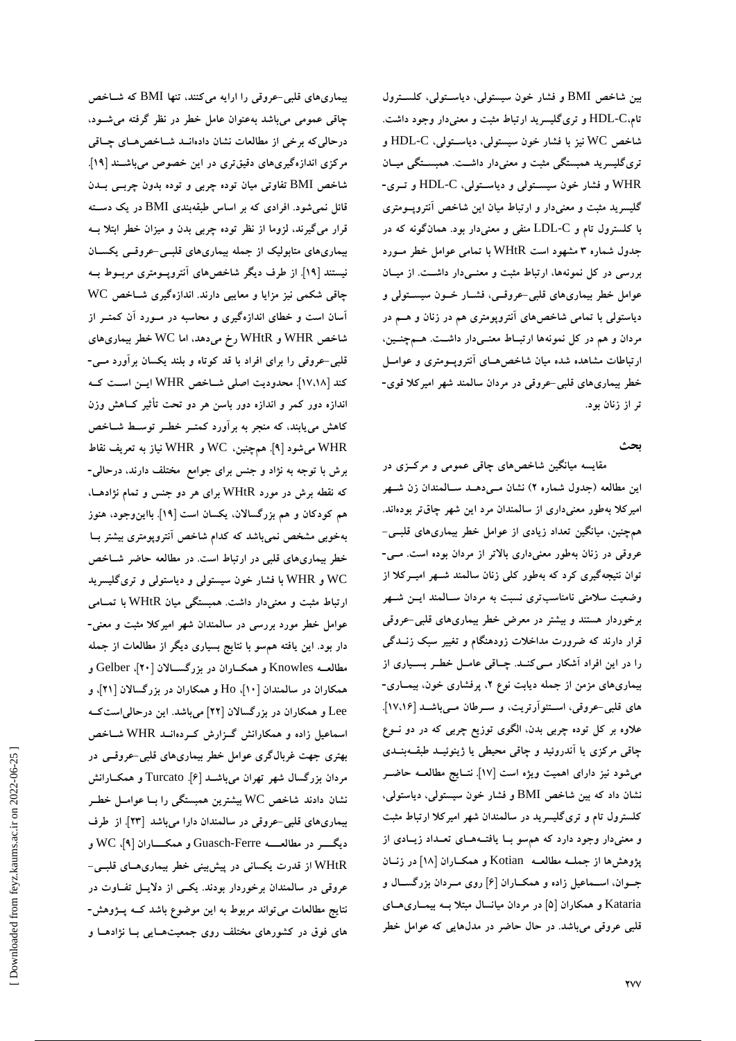بین شاخص BMI و فشار خون سیستولی، دیاستولی، کلسترول تام،HDL-C و تری‌گلیسرید ارتباط مثبت و معنی‌دار وجود داشت. شاخص WC نیز با فشار خون سیستولی، دیاستولی، HDL-C و تری‌گلیسرید همبستگی مثبت و معنی‌دار داشت. همبستگی میان WHR و فشار خون سیستولی و دیاستولی، HDL-C و تری-گلیسرید مثبت و معنی‌دار و ارتباط میان این شاخص آنتروپومتری با کلسترول تام و LDL-C منفی و معنی‌دار بود. همان‌گونه که در جدول شماره ۳ مشهود است WHtR با تمامی عوامل خطر مورد بررسی در کل نمونه‌ها، ارتباط مثبت و معنی‌دار داشت. از میان عوامل خطر بیماری‌های قلبی-عروقی، فشار خون سیستولی و دیاستولی با تمامی شاخص‌های آنتروپومتری هم در زنان و هم در مردان و هم در کل نمونه‌ها ارتباط معنی‌دار داشت. هم‌چنین، ارتباطات مشاهده شده میان شاخص‌های آنتروپومتری و عوامل خطر بیماری‌های قلبی-عروقی در مردان سالمند شهر امیرکلا قوی-تر از زنان بود.

## بحث

مقایسه میانگین شاخص‌های چاقی عمومی و مرکزی در این مطالعه (جدول شماره ۲) نشان می‌دهد سالمندان زن شهر امیرکلا به‌طور معنی‌داری از سالمندان مرد این شهر چاق‌تر بوده‌اند. هم‌چنین، میانگین تعداد زیادی از عوامل خطر بیماری‌های قلبی-عروقی در زنان به‌طور معنی‌داری بالاتر از مردان بوده است. می-توان نتیجه‌گیری کرد که به‌طور کلی زنان سالمند شهر امیرکلا از وضعیت سلامتی نامناسب‌تری نسبت به مردان سالمند این شهر برخوردار هستند و بیشتر در معرض خطر بیماری‌های قلبی-عروقی قرار دارند که ضرورت مداخلات زودهنگام و تغییر سبک زندگی را در این افراد آشکار می‌کند. چاقی عامل خطر بسیاری از بیماری‌های مزمن از جمله دیابت نوع ۲، پرفشاری خون، بیماری-های قلبی-عروقی، استئوآرتریت، و سرطان می‌باشد [۱۷،۱۶]. علاوه بر کل توده چربی بدن، الگوی توزیع چربی که در دو نوع چاقی مرکزی یا آندروئید و چاقی محیطی یا ژینوئید طبقه‌بندی می‌شود نیز دارای اهمیت ویژه است [۱۷]. نتایج مطالعه حاضر نشان داد که بین شاخص BMI و فشار خون سیستولی، دیاستولی، کلسترول تام و تری‌گلیسرید در سالمندان شهر امیرکلا ارتباط مثبت و معنی‌داری وجود دارد که هم‌سو با یافته‌های تعداد زیادی از پژوهش‌ها از جمله مطالعه Kotian و همکاران [۱۸] در زنان جوان، اسماعیل زاده و همکاران [۶] روی مردان بزرگسال و Kataria و همکاران [۵] در مردان میانسال مبتلا به بیماری‌های قلبی عروقی می‌باشد. در حال حاضر در مدل‌هایی که عوامل خطر بیماری‌های قلبی-عروقی را ارایه می‌کنند، تنها BMI که شاخص چاقی عمومی می‌باشد به‌عنوان عامل خطر در نظر گرفته می‌شود، درحالی‌که برخی از مطالعات نشان داده‌اند شاخص‌های چاقی مرکزی اندازه‌گیری‌های دقیق‌تری در این خصوص می‌باشند [۱۹]. شاخص BMI تفاوتی میان توده چربی و توده بدون چربی بدن قائل نمی‌شود. افرادی که بر اساس طبقه‌بندی BMI در یک دسته قرار می‌گیرند، لزوما از نظر توده چربی بدن و میزان خطر ابتلا به بیماری‌های متابولیک از جمله بیماری‌های قلبی-عروقی یکسان نیستند [۱۹]. از طرف دیگر شاخص‌های آنتروپومتری مربوط به چاقی شکمی نیز مزایا و معایبی دارند. اندازه‌گیری شاخص WC آسان است و خطای اندازه‌گیری و محاسبه در مورد آن کمتر از شاخص WHR و WHtR رخ می‌دهد، اما WC خطر بیماری‌های قلبی-عروقی را برای افراد با قد کوتاه و بلند یکسان برآورد می-کند [۱۷،۱۸]. محدودیت اصلی شاخص WHR این است که اندازه دور کمر و اندازه دور باسن هر دو تحت تأثیر کاهش وزن کاهش می‌یابند، که منجر به برآورد کمتر خطر توسط شاخص WHR می‌شود [۹]. هم‌چنین، WC و WHR نیاز به تعریف نقاط برش با توجه به نژاد و جنس برای جوامع مختلف دارند، درحالی-که نقطه برش در مورد WHtR برای هر دو جنس و تمام نژادها، هم کودکان و هم بزرگسالان، یکسان است [۱۹]. بااین‌وجود، هنوز به‌خوبی مشخص نمی‌باشد که کدام شاخص آنتروپومتری بیشتر با خطر بیماری‌های قلبی در ارتباط است. در مطالعه حاضر شاخص WC و WHR با فشار خون سیستولی و دیاستولی و تری‌گلیسرید ارتباط مثبت و معنی‌دار داشت. همبستگی میان WHtR با تمامی عوامل خطر مورد بررسی در سالمندان شهر امیرکلا مثبت و معنی-دار بود. این یافته هم‌سو با نتایج بسیاری دیگر از مطالعات از جمله مطالعه Knowles و همکاران در بزرگسالان [۲۰]، Gelber و همکاران در سالمندان [۱۰]، Ho و همکاران در بزرگسالان [۲۱]، و Lee و همکاران در بزرگسالان [۲۲] می‌باشد. این درحالی‌است‌که اسماعیل زاده و همکارانش گزارش کرده‌اند WHR شاخص بهتری جهت غربال‌گری عوامل خطر بیماری‌های قلبی-عروقی در مردان بزرگسال شهر تهران می‌باشد [۶]. Turcato و همکارانش نشان دادند شاخص WC بیشترین همبستگی را با عوامل خطر بیماری‌های قلبی-عروقی در سالمندان دارا می‌باشد [۲۳]. از طرف دیگر در مطالعه Guasch-Ferre و همکاران [۹]، WC و WHtR از قدرت یکسانی در پیش‌بینی خطر بیماری‌های قلبی-عروقی در سالمندان برخوردار بودند. یکی از دلایل تفاوت در نتایج مطالعات می‌تواند مربوط به این موضوع باشد که پژوهش-های فوق در کشورهای مختلف روی جمعیت‌هایی با نژادها و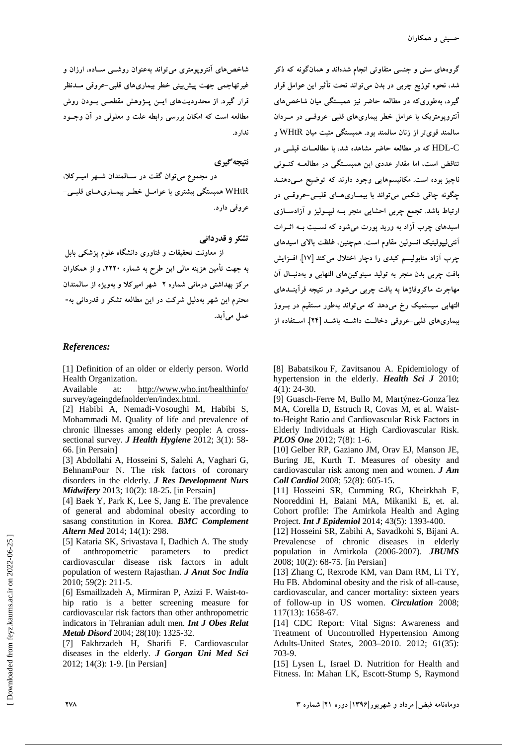گروه‌های سنی و جنسی متفاوتی انجام شده‌اند و همان‌گونه که ذکر شد، نحوه توزیع چربی در بدن می‌تواند تحت تأثیر این عوامل قرار گیرد، به‌طوری‌که در مطالعه حاضر نیز همبستگی میان شاخص‌های آنتروپومتریک با عوامل خطر بیماری‌های قلبی-عروقی در مردان سالمند قوی‌تر از زنان سالمند بود. همبستگی مثبت میان WHtR و HDL-C که در مطالعه حاضر مشاهده شد، با مطالعات قبلی در تناقض است، اما مقدار عددی این همبستگی در مطالعه کنونی ناچیز بوده است. مکانیسم‌هایی وجود دارند که توضیح می‌دهند چگونه چاقی شکمی می‌تواند با بیماری‌های قلبی-عروقی در ارتباط باشد. تجمع چربی احشایی منجر به لیپولیز و آزادسازی اسیدهای چرب آزاد به ورید پورت می‌شود که نسبت به اثرات آنتی‌لیپولیتیک انسولین مقاوم است. همچنین، غلظت بالای اسیدهای چرب آزاد متابولیسم کبدی را دچار اختلال می‌کند [17]. افزایش بافت چربی بدن منجر به تولید سیتوکین‌های التهابی و به‌دنبال آن مهاجرت ماکروفاژها به بافت چربی می‌شود. در نتیجه فرآیندهای التهابی سیستمیک رخ می‌دهد که می‌تواند به‌طور مستقیم در بروز بیماری‌های قلبی-عروقی دخالت داشته باشد [24]. استفاده از شاخص‌های آنتروپومتری می‌تواند به‌عنوان روشی ساده، ارزان و غیرتهاجمی جهت پیش‌بینی خطر بیماری‌های قلبی-عروقی مدنظر قرار گیرد. از محدودیت‌های این پژوهش مقطعی بودن روش مطالعه است که امکان بررسی رابطه علت و معلولی در آن وجود ندارد.

## نتیجه‌گیری

در مجموع می‌توان گفت در سالمندان شهر امیرکلا، WHtR همبستگی بیشتری با عوامل خطر بیماری‌های قلبی-عروقی دارد.

## تشکر و قدردانی

از معاونت تحقیقات و فناوری دانشگاه علوم پزشکی بابل به جهت تأمین هزینه مالی این طرح به شماره ۲۲۲۰، و از همکاران مرکز بهداشتی درمانی شماره ۲ شهر امیرکلا و به‌ویژه از سالمندان محترم این شهر به‌دلیل شرکت در این مطالعه تشکر و قدردانی به‌عمل می‌آید.

## *References:*

[1] Definition of an older or elderly person. World Health Organization. Available at: http://www.who.int/healthinfo/survey/ageingdefnolder/en/index.html.

[2] Habibi A, Nemadi-Vosoughi M, Habibi S, Mohammadi M. Quality of life and prevalence of chronic illnesses among elderly people: A cross-sectional survey. ***J Health Hygiene*** 2012; 3(1): 58-66. [in Persain]

[3] Abdollahi A, Hosseini S, Salehi A, Vaghari G, BehnamPour N. The risk factors of coronary disorders in the elderly. ***J Res Development Nurs Midwifery*** 2013; 10(2): 18-25. [in Persain]

[4] Baek Y, Park K, Lee S, Jang E. The prevalence of general and abdominal obesity according to sasang constitution in Korea. ***BMC Complement Altern Med*** 2014; 14(1): 298.

[5] Kataria SK, Srivastava I, Dadhich A. The study of anthropometric parameters to predict cardiovascular disease risk factors in adult population of western Rajasthan. ***J Anat Soc India*** 2010; 59(2): 211-5.

[6] Esmaillzadeh A, Mirmiran P, Azizi F. Waist-to-hip ratio is a better screening measure for cardiovascular risk factors than other anthropometric indicators in Tehranian adult men. ***Int J Obes Relat Metab Disord*** 2004; 28(10): 1325-32.

[7] Fakhrzadeh H, Sharifi F. Cardiovascular diseases in the elderly. ***J Gorgan Uni Med Sci*** 2012; 14(3): 1-9. [in Persian]

[8] Babatsikou F, Zavitsanou A. Epidemiology of hypertension in the elderly. ***Health Sci J*** 2010; 4(1): 24-30.

[9] Guasch-Ferre M, Bullo M, Martýnez-Gonza´lez MA, Corella D, Estruch R, Covas M, et al. Waist-to-Height Ratio and Cardiovascular Risk Factors in Elderly Individuals at High Cardiovascular Risk. ***PLOS One*** 2012; 7(8): 1-6.

[10] Gelber RP, Gaziano JM, Orav EJ, Manson JE, Buring JE, Kurth T. Measures of obesity and cardiovascular risk among men and women. ***J Am Coll Cardiol*** 2008; 52(8): 605-15.

[11] Hosseini SR, Cumming RG, Kheirkhah F, Nooreddini H, Baiani MA, Mikaniki E, et. al. Cohort profile: The Amirkola Health and Aging Project. ***Int J Epidemiol*** 2014; 43(5): 1393-400.

[12] Hosseini SR, Zabihi A, Savadkohi S, Bijani A. Prevalencse of chronic diseases in elderly population in Amirkola (2006-2007). ***JBUMS*** 2008; 10(2): 68-75. [in Persian]

[13] Zhang C, Rexrode KM, van Dam RM, Li TY, Hu FB. Abdominal obesity and the risk of all-cause, cardiovascular, and cancer mortality: sixteen years of follow-up in US women. ***Circulation*** 2008; 117(13): 1658-67.

[14] CDC Report: Vital Signs: Awareness and Treatment of Uncontrolled Hypertension Among Adults-United States, 2003–2010. 2012; 61(35): 703-9.

[15] Lysen L, Israel D. Nutrition for Health and Fitness. In: Mahan LK, Escott-Stump S, Raymond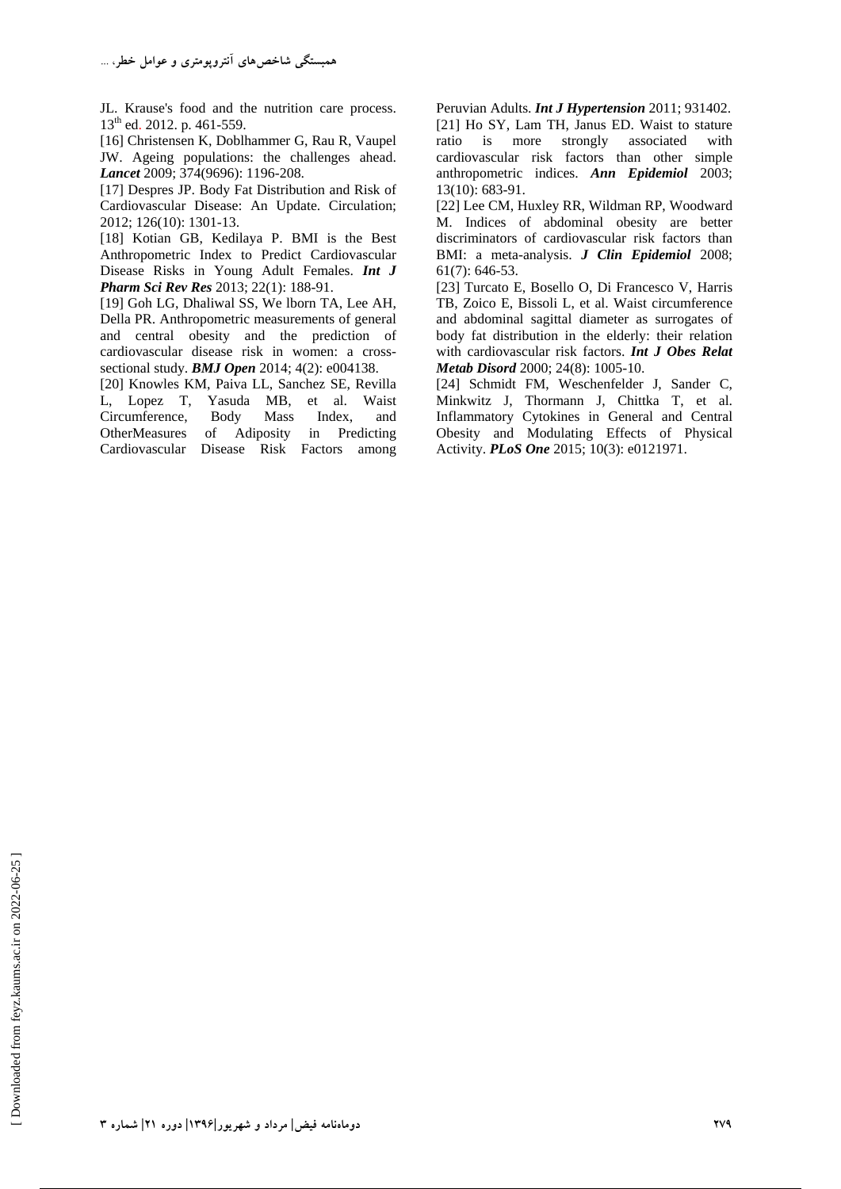JL. Krause's food and the nutrition care process. 13th ed. 2012. p. 461-559.

[16] Christensen K, Doblhammer G, Rau R, Vaupel JW. Ageing populations: the challenges ahead. ***Lancet*** 2009; 374(9696): 1196-208.

[17] Despres JP. Body Fat Distribution and Risk of Cardiovascular Disease: An Update. Circulation; 2012; 126(10): 1301-13.

[18] Kotian GB, Kedilaya P. BMI is the Best Anthropometric Index to Predict Cardiovascular Disease Risks in Young Adult Females. ***Int J Pharm Sci Rev Res*** 2013; 22(1): 188-91.

[19] Goh LG, Dhaliwal SS, We lborn TA, Lee AH, Della PR. Anthropometric measurements of general and central obesity and the prediction of cardiovascular disease risk in women: a cross-sectional study. ***BMJ Open*** 2014; 4(2): e004138.

[20] Knowles KM, Paiva LL, Sanchez SE, Revilla L, Lopez T, Yasuda MB, et al. Waist Circumference, Body Mass Index, and OtherMeasures of Adiposity in Predicting Cardiovascular Disease Risk Factors among Peruvian Adults. ***Int J Hypertension*** 2011; 931402.

[21] Ho SY, Lam TH, Janus ED. Waist to stature ratio is more strongly associated with cardiovascular risk factors than other simple anthropometric indices. ***Ann Epidemiol*** 2003; 13(10): 683-91.

[22] Lee CM, Huxley RR, Wildman RP, Woodward M. Indices of abdominal obesity are better discriminators of cardiovascular risk factors than BMI: a meta-analysis. ***J Clin Epidemiol*** 2008; 61(7): 646-53.

[23] Turcato E, Bosello O, Di Francesco V, Harris TB, Zoico E, Bissoli L, et al. Waist circumference and abdominal sagittal diameter as surrogates of body fat distribution in the elderly: their relation with cardiovascular risk factors. ***Int J Obes Relat Metab Disord*** 2000; 24(8): 1005-10.

[24] Schmidt FM, Weschenfelder J, Sander C, Minkwitz J, Thormann J, Chittka T, et al. Inflammatory Cytokines in General and Central Obesity and Modulating Effects of Physical Activity. ***PLoS One*** 2015; 10(3): e0121971.